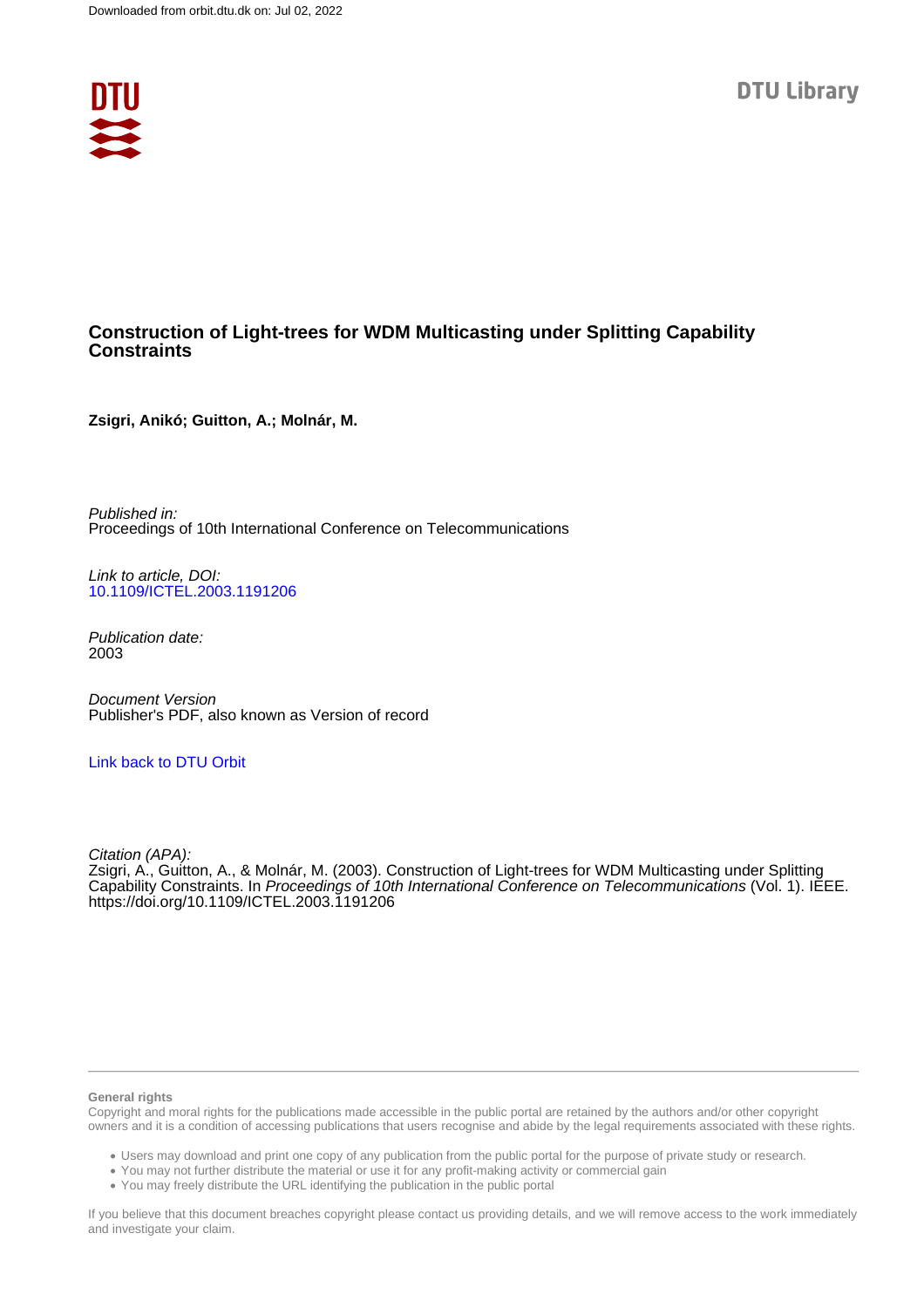Downloaded from orbit.dtu.dk on: Jul 02, 2022

DTU Library

# Construction of Light-trees for WDM Multicasting under Splitting Capability Constraints

**Zsigri, Anikó; Guitton, A.; Molnár, M.**

*Published in:*
Proceedings of 10th International Conference on Telecommunications

*Link to article, DOI:*
10.1109/ICTEL.2003.1191206

*Publication date:*
2003

*Document Version*
Publisher's PDF, also known as Version of record

Link back to DTU Orbit

*Citation (APA):*
Zsigri, A., Guitton, A., & Molnár, M. (2003). Construction of Light-trees for WDM Multicasting under Splitting Capability Constraints. In *Proceedings of 10th International Conference on Telecommunications* (Vol. 1). IEEE. https://doi.org/10.1109/ICTEL.2003.1191206

**General rights**
Copyright and moral rights for the publications made accessible in the public portal are retained by the authors and/or other copyright owners and it is a condition of accessing publications that users recognise and abide by the legal requirements associated with these rights.

- Users may download and print one copy of any publication from the public portal for the purpose of private study or research.
- You may not further distribute the material or use it for any profit-making activity or commercial gain
- You may freely distribute the URL identifying the publication in the public portal

If you believe that this document breaches copyright please contact us providing details, and we will remove access to the work immediately and investigate your claim.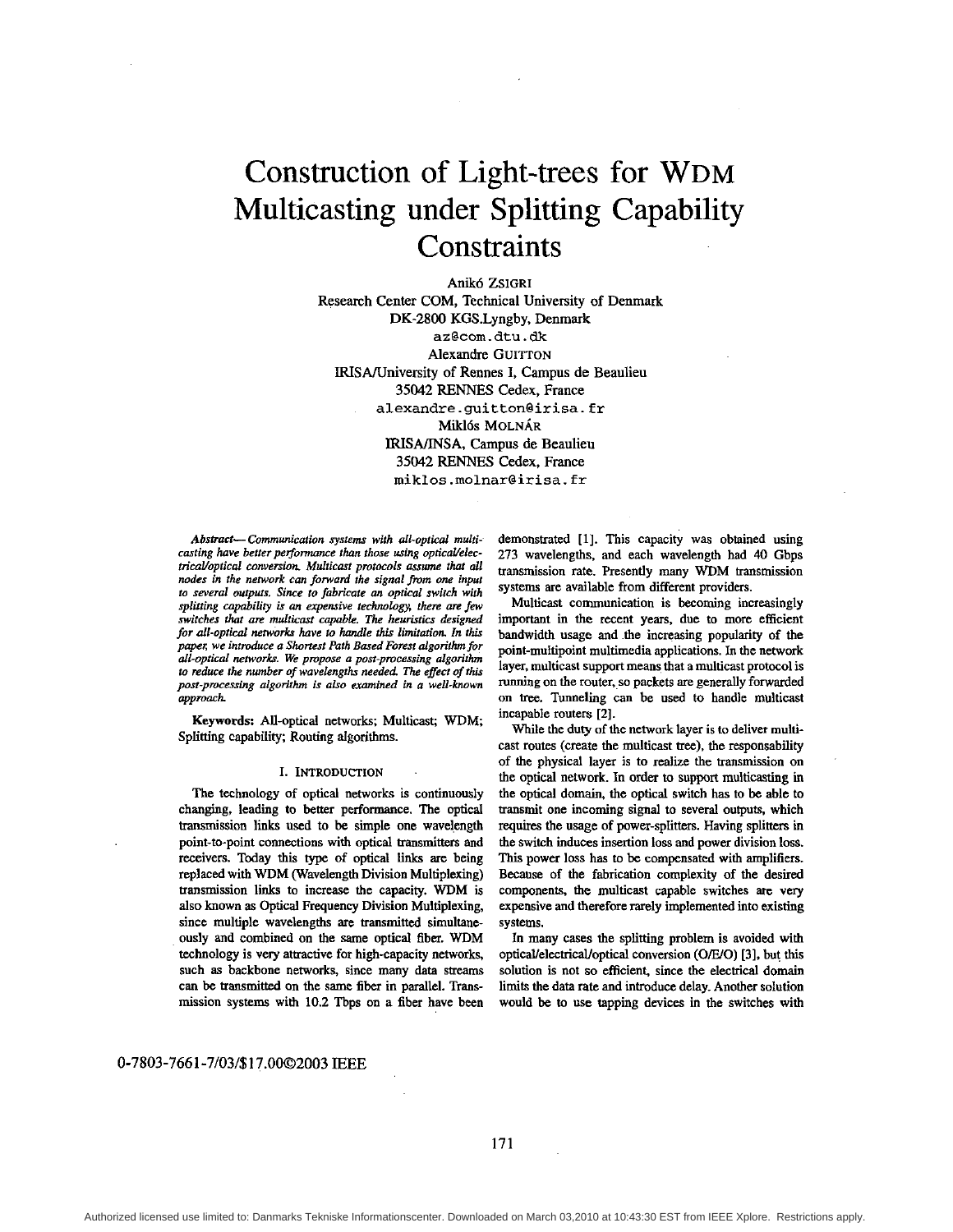# Construction of Light-trees for WDM Multicasting under Splitting Capability Constraints

Anikó ZSIGRI
Research Center COM, Technical University of Denmark
DK-2800 KGS.Lyngby, Denmark
az@com.dtu.dk

Alexandre GUITTON
IRISA/University of Rennes I, Campus de Beaulieu
35042 RENNES Cedex, France
alexandre.guitton@irisa.fr

Miklós MOLNÁR
IRISA/INSA, Campus de Beaulieu
35042 RENNES Cedex, France
miklos.molnar@irisa.fr

***Abstract*— *Communication systems with all-optical multicasting have better performance than those using optical/electrical/optical conversion. Multicast protocols assume that all nodes in the network can forward the signal from one input to several outputs. Since to fabricate an optical switch with splitting capability is an expensive technology, there are few switches that are multicast capable. The heuristics designed for all-optical networks have to handle this limitation. In this paper, we introduce a Shortest Path Based Forest algorithm for all-optical networks. We propose a post-processing algorithm to reduce the number of wavelengths needed. The effect of this post-processing algorithm is also examined in a well-known approach.***

**Keywords:** All-optical networks; Multicast; WDM; Splitting capability; Routing algorithms.

## I. INTRODUCTION

The technology of optical networks is continuously changing, leading to better performance. The optical transmission links used to be simple one wavelength point-to-point connections with optical transmitters and receivers. Today this type of optical links are being replaced with WDM (Wavelength Division Multiplexing) transmission links to increase the capacity. WDM is also known as Optical Frequency Division Multiplexing, since multiple wavelengths are transmitted simultaneously and combined on the same optical fiber. WDM technology is very attractive for high-capacity networks, such as backbone networks, since many data streams can be transmitted on the same fiber in parallel. Transmission systems with 10.2 Tbps on a fiber have been demonstrated [1]. This capacity was obtained using 273 wavelengths, and each wavelength had 40 Gbps transmission rate. Presently many WDM transmission systems are available from different providers.

Multicast communication is becoming increasingly important in the recent years, due to more efficient bandwidth usage and the increasing popularity of the point-multipoint multimedia applications. In the network layer, multicast support means that a multicast protocol is running on the router, so packets are generally forwarded on tree. Tunneling can be used to handle multicast incapable routers [2].

While the duty of the network layer is to deliver multicast routes (create the multicast tree), the responsability of the physical layer is to realize the transmission on the optical network. In order to support multicasting in the optical domain, the optical switch has to be able to transmit one incoming signal to several outputs, which requires the usage of power-splitters. Having splitters in the switch induces insertion loss and power division loss. This power loss has to be compensated with amplifiers. Because of the fabrication complexity of the desired components, the multicast capable switches are very expensive and therefore rarely implemented into existing systems.

In many cases the splitting problem is avoided with optical/electrical/optical conversion (O/E/O) [3], but this solution is not so efficient, since the electrical domain limits the data rate and introduce delay. Another solution would be to use tapping devices in the switches with

0-7803-7661-7/03/$17.00©2003 IEEE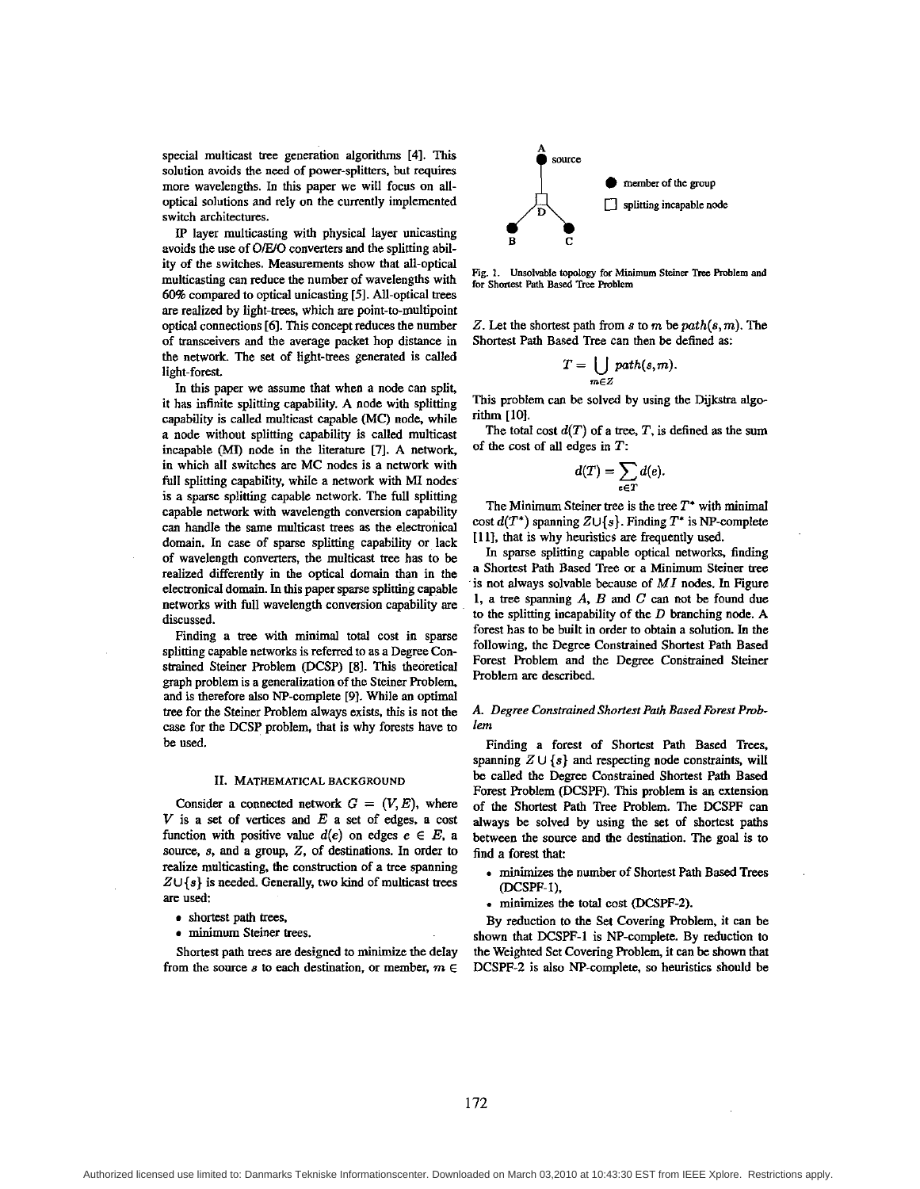special multicast tree generation algorithms [4]. This solution avoids the need of power-splitters, but requires more wavelengths. In this paper we will focus on all-optical solutions and rely on the currently implemented switch architectures.

IP layer multicasting with physical layer unicasting avoids the use of O/E/O converters and the splitting ability of the switches. Measurements show that all-optical multicasting can reduce the number of wavelengths with 60% compared to optical unicasting [5]. All-optical trees are realized by light-trees, which are point-to-multipoint optical connections [6]. This concept reduces the number of transceivers and the average packet hop distance in the network. The set of light-trees generated is called light-forest.

In this paper we assume that when a node can split, it has infinite splitting capability. A node with splitting capability is called multicast capable (MC) node, while a node without splitting capability is called multicast incapable (MI) node in the literature [7]. A network, in which all switches are MC nodes is a network with full splitting capability, while a network with MI nodes is a sparse splitting capable network. The full splitting capable network with wavelength conversion capability can handle the same multicast trees as the electronical domain. In case of sparse splitting capability or lack of wavelength converters, the multicast tree has to be realized differently in the optical domain than in the electronical domain. In this paper sparse splitting capable networks with full wavelength conversion capability are discussed.

Finding a tree with minimal total cost in sparse splitting capable networks is referred to as a Degree Constrained Steiner Problem (DCSP) [8]. This theoretical graph problem is a generalization of the Steiner Problem, and is therefore also NP-complete [9]. While an optimal tree for the Steiner Problem always exists, this is not the case for the DCSP problem, that is why forests have to be used.

## II. Mathematical background

Consider a connected network $G = (V, E)$, where $V$ is a set of vertices and $E$ a set of edges, a cost function with positive value $d(e)$ on edges $e \in E$, a source, $s$, and a group, $Z$, of destinations. In order to realize multicasting, the construction of a tree spanning $Z \cup \{s\}$ is needed. Generally, two kind of multicast trees are used:

- shortest path trees,
- minimum Steiner trees.

Shortest path trees are designed to minimize the delay from the source $s$ to each destination, or member, $m \in Z$. Let the shortest path from $s$ to $m$ be $path(s, m)$. The Shortest Path Based Tree can then be defined as:

$$T = \bigcup_{m \in Z} path(s, m).$$

This problem can be solved by using the Dijkstra algorithm [10].

The total cost $d(T)$ of a tree, $T$, is defined as the sum of the cost of all edges in $T$:

$$d(T) = \sum_{e \in T} d(e).$$

The Minimum Steiner tree is the tree $T^*$ with minimal cost $d(T^*)$ spanning $Z \cup \{s\}$. Finding $T^*$ is NP-complete [11], that is why heuristics are frequently used.

In sparse splitting capable optical networks, finding a Shortest Path Based Tree or a Minimum Steiner tree is not always solvable because of $MI$ nodes. In Figure 1, a tree spanning $A$, $B$ and $C$ can not be found due to the splitting incapability of the $D$ branching node. A forest has to be built in order to obtain a solution. In the following, the Degree Constrained Shortest Path Based Forest Problem and the Degree Constrained Steiner Problem are described.

Fig. 1. Unsolvable topology for Minimum Steiner Tree Problem and for Shortest Path Based Tree Problem

### A. Degree Constrained Shortest Path Based Forest Problem

Finding a forest of Shortest Path Based Trees, spanning $Z \cup \{s\}$ and respecting node constraints, will be called the Degree Constrained Shortest Path Based Forest Problem (DCSPF). This problem is an extension of the Shortest Path Tree Problem. The DCSPF can always be solved by using the set of shortest paths between the source and the destination. The goal is to find a forest that:

- minimizes the number of Shortest Path Based Trees (DCSPF-1),
- minimizes the total cost (DCSPF-2).

By reduction to the Set Covering Problem, it can be shown that DCSPF-1 is NP-complete. By reduction to the Weighted Set Covering Problem, it can be shown that DCSPF-2 is also NP-complete, so heuristics should be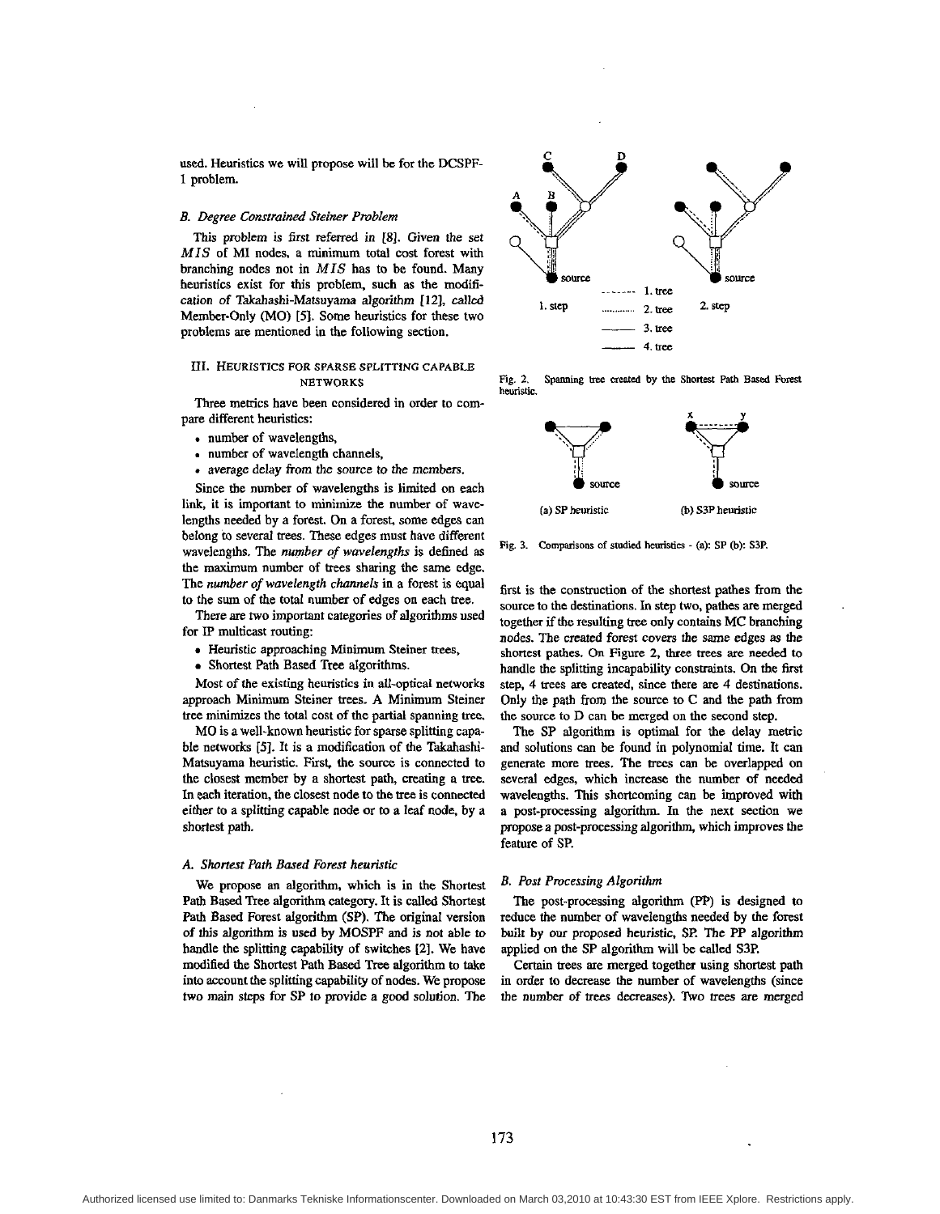used. Heuristics we will propose will be for the DCSPF-1 problem.

### B. Degree Constrained Steiner Problem

This problem is first referred in [8]. Given the set $MIS$ of MI nodes, a minimum total cost forest with branching nodes not in $MIS$ has to be found. Many heuristics exist for this problem, such as the modification of Takahashi-Matsuyama algorithm [12], called Member-Only (MO) [5]. Some heuristics for these two problems are mentioned in the following section.

## III. Heuristics for sparse splitting capable networks

Three metrics have been considered in order to compare different heuristics:

- number of wavelengths,
- number of wavelength channels,
- average delay from the source to the members.

Since the number of wavelengths is limited on each link, it is important to minimize the number of wavelengths needed by a forest. On a forest, some edges can belong to several trees. These edges must have different wavelengths. The *number of wavelengths* is defined as the maximum number of trees sharing the same edge. The *number of wavelength channels* in a forest is equal to the sum of the total number of edges on each tree.

There are two important categories of algorithms used for IP multicast routing:

- Heuristic approaching Minimum Steiner trees,
- Shortest Path Based Tree algorithms.

Most of the existing heuristics in all-optical networks approach Minimum Steiner trees. A Minimum Steiner tree minimizes the total cost of the partial spanning tree.

MO is a well-known heuristic for sparse splitting capable networks [5]. It is a modification of the Takahashi-Matsuyama heuristic. First, the source is connected to the closest member by a shortest path, creating a tree. In each iteration, the closest node to the tree is connected either to a splitting capable node or to a leaf node, by a shortest path.

### A. Shortest Path Based Forest heuristic

We propose an algorithm, which is in the Shortest Path Based Tree algorithm category. It is called Shortest Path Based Forest algorithm (SP). The original version of this algorithm is used by MOSPF and is not able to handle the splitting capability of switches [2]. We have modified the Shortest Path Based Tree algorithm to take into account the splitting capability of nodes. We propose two main steps for SP to provide a good solution. The first is the construction of the shortest pathes from the source to the destinations. In step two, pathes are merged together if the resulting tree only contains MC branching nodes. The created forest covers the same edges as the shortest pathes. On Figure 2, three trees are needed to handle the splitting incapability constraints. On the first step, 4 trees are created, since there are 4 destinations. Only the path from the source to C and the path from the source to D can be merged on the second step.

Fig. 2. Spanning tree created by the Shortest Path Based Forest heuristic.

Fig. 3. Comparisons of studied heuristics - (a): SP (b): S3P.

The SP algorithm is optimal for the delay metric and solutions can be found in polynomial time. It can generate more trees. The trees can be overlapped on several edges, which increase the number of needed wavelengths. This shortcoming can be improved with a post-processing algorithm. In the next section we propose a post-processing algorithm, which improves the feature of SP.

### B. Post Processing Algorithm

The post-processing algorithm (PP) is designed to reduce the number of wavelengths needed by the forest built by our proposed heuristic, SP. The PP algorithm applied on the SP algorithm will be called S3P.

Certain trees are merged together using shortest path in order to decrease the number of wavelengths (since the number of trees decreases). Two trees are merged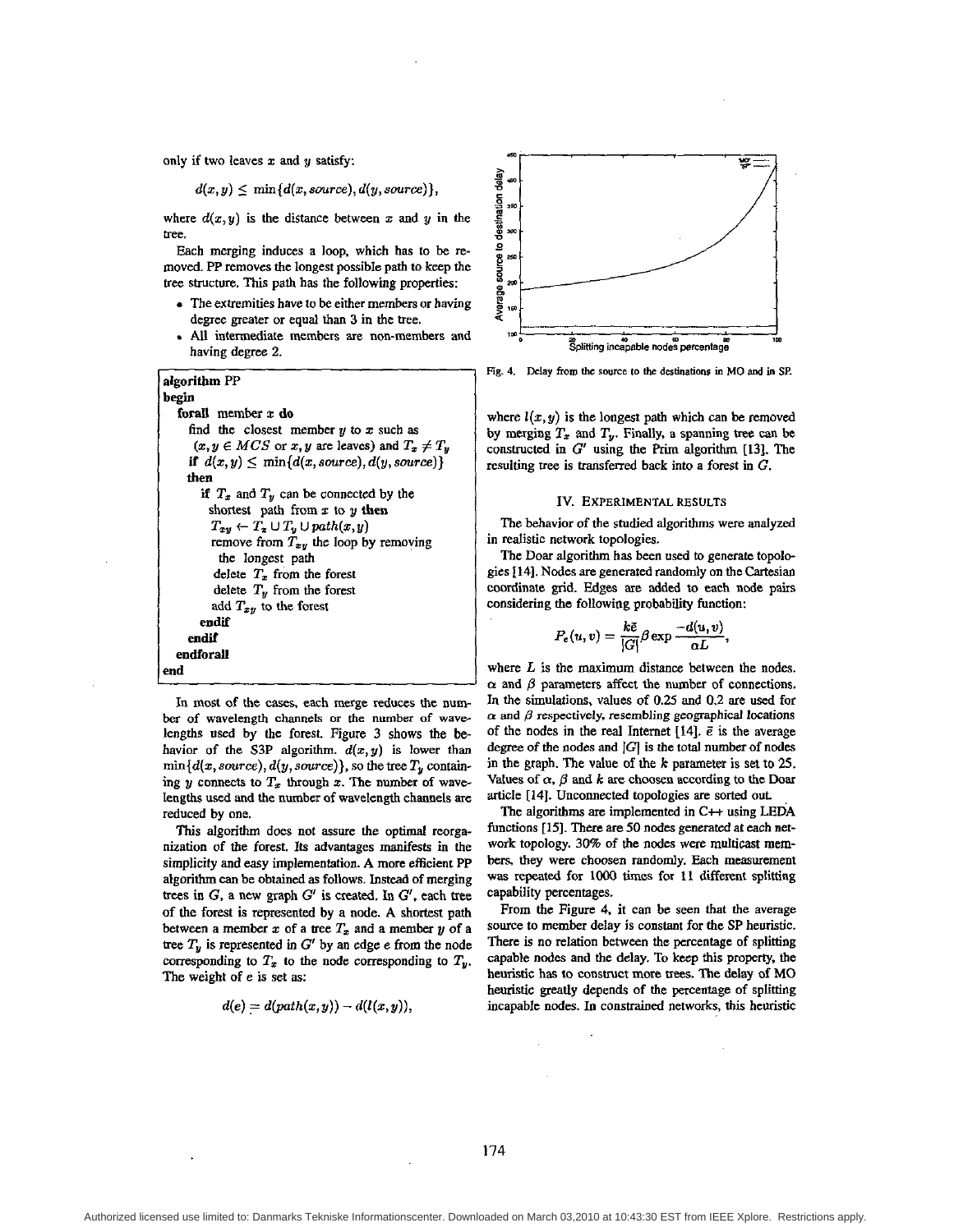only if two leaves $x$ and $y$ satisfy:

$$d(x, y) \leq \min\{d(x, source), d(y, source)\},$$

where $d(x, y)$ is the distance between $x$ and $y$ in the tree.

Each merging induces a loop, which has to be removed. PP removes the longest possible path to keep the tree structure. This path has the following properties:

- The extremities have to be either members or having degree greater or equal than 3 in the tree.
- All intermediate members are non-members and having degree 2.

```
algorithm PP
begin
  forall member x do
    find the closest member y to x such as
      (x, y ∈ MCS or x, y are leaves) and T_x ≠ T_y
    if d(x, y) ≤ min{d(x, source), d(y, source)}
    then
      if T_x and T_y can be connected by the
        shortest path from x to y then
        T_xy ← T_x ∪ T_y ∪ path(x, y)
        remove from T_xy the loop by removing
          the longest path
        delete T_x from the forest
        delete T_y from the forest
        add T_xy to the forest
      endif
    endif
  endforall
end
```

In most of the cases, each merge reduces the number of wavelength channels or the number of wavelengths used by the forest. Figure 3 shows the behavior of the S3P algorithm. $d(x, y)$ is lower than $\min\{d(x, source), d(y, source)\}$, so the tree $T_y$ containing $y$ connects to $T_x$ through $x$. The number of wavelengths used and the number of wavelength channels are reduced by one.

This algorithm does not assure the optimal reorganization of the forest. Its advantages manifests in the simplicity and easy implementation. A more efficient PP algorithm can be obtained as follows. Instead of merging trees in $G$, a new graph $G'$ is created. In $G'$, each tree of the forest is represented by a node. A shortest path between a member $x$ of a tree $T_x$ and a member $y$ of a tree $T_y$ is represented in $G'$ by an edge $e$ from the node corresponding to $T_x$ to the node corresponding to $T_y$. The weight of $e$ is set as:

$$d(e) = d(path(x, y)) - d(l(x, y)),$$

Fig. 4. Delay from the source to the destinations in MO and in SP.

where $l(x, y)$ is the longest path which can be removed by merging $T_x$ and $T_y$. Finally, a spanning tree can be constructed in $G'$ using the Prim algorithm [13]. The resulting tree is transferred back into a forest in $G$.

## IV. Experimental Results

The behavior of the studied algorithms were analyzed in realistic network topologies.

The Doar algorithm has been used to generate topologies [14]. Nodes are generated randomly on the Cartesian coordinate grid. Edges are added to each node pairs considering the following probability function:

$$P_e(u, v) = \frac{k\bar{e}}{|G|}\beta \exp\frac{-d(u, v)}{\alpha L},$$

where $L$ is the maximum distance between the nodes. $\alpha$ and $\beta$ parameters affect the number of connections. In the simulations, values of 0.25 and 0.2 are used for $\alpha$ and $\beta$ respectively, resembling geographical locations of the nodes in the real Internet [14]. $\bar{e}$ is the average degree of the nodes and $|G|$ is the total number of nodes in the graph. The value of the $k$ parameter is set to 25. Values of $\alpha$, $\beta$ and $k$ are choosen according to the Doar article [14]. Unconnected topologies are sorted out.

The algorithms are implemented in C++ using LEDA functions [15]. There are 50 nodes generated at each network topology. 30% of the nodes were multicast members, they were choosen randomly. Each measurement was repeated for 1000 times for 11 different splitting capability percentages.

From the Figure 4, it can be seen that the average source to member delay is constant for the SP heuristic. There is no relation between the percentage of splitting capable nodes and the delay. To keep this property, the heuristic has to construct more trees. The delay of MO heuristic greatly depends of the percentage of splitting incapable nodes. In constrained networks, this heuristic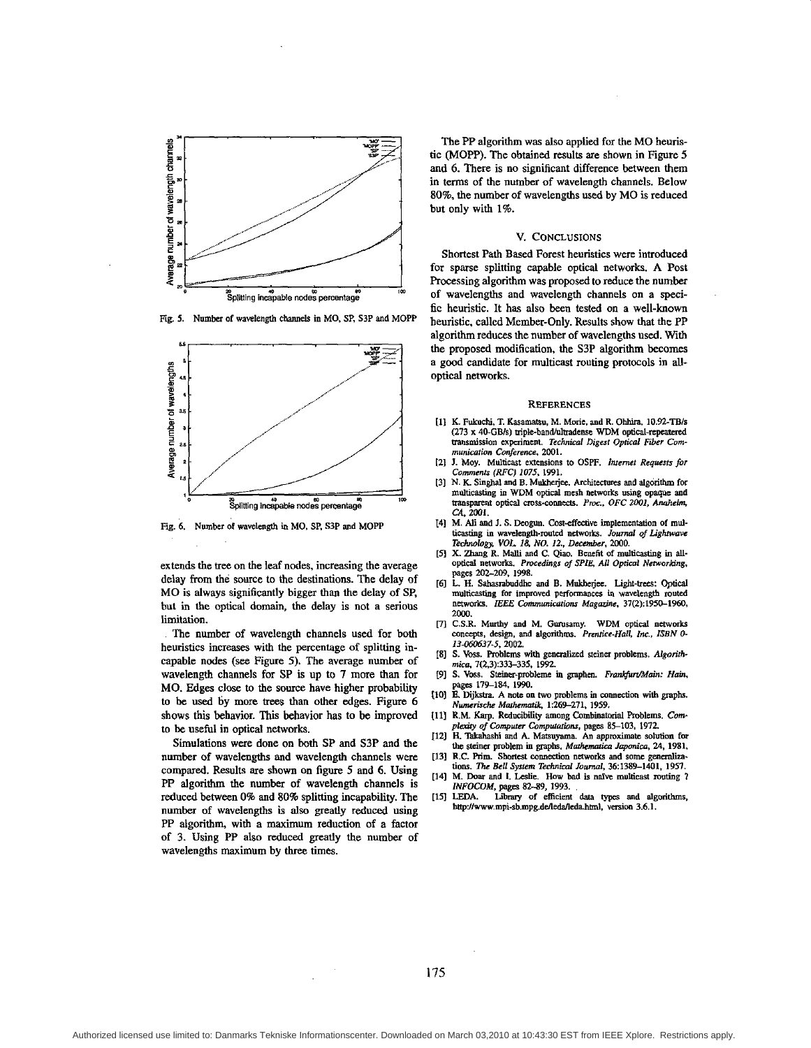Average number of wavelength channels

'MO'
'MOPP'
'SP'
'S3P'

Splitting incapable nodes percentage

Fig. 5. Number of wavelength channels in MO, SP, S3P and MOPP

Average number of wavelengths

'MO'
'MOPP'
'SP'
'S3P'

Splitting incapable nodes percentage

Fig. 6. Number of wavelength in MO, SP, S3P and MOPP

extends the tree on the leaf nodes, increasing the average delay from the source to the destinations. The delay of MO is always significantly bigger than the delay of SP, but in the optical domain, the delay is not a serious limitation.

The number of wavelength channels used for both heuristics increases with the percentage of splitting incapable nodes (see Figure 5). The average number of wavelength channels for SP is up to 7 more than for MO. Edges close to the source have higher probability to be used by more trees than other edges. Figure 6 shows this behavior. This behavior has to be improved to be useful in optical networks.

Simulations were done on both SP and S3P and the number of wavelengths and wavelength channels were compared. Results are shown on figure 5 and 6. Using PP algorithm the number of wavelength channels is reduced between 0% and 80% splitting incapability. The number of wavelengths is also greatly reduced using PP algorithm, with a maximum reduction of a factor of 3. Using PP also reduced greatly the number of wavelengths maximum by three times.

The PP algorithm was also applied for the MO heuristic (MOPP). The obtained results are shown in Figure 5 and 6. There is no significant difference between them in terms of the number of wavelength channels. Below 80%, the number of wavelengths used by MO is reduced but only with 1%.

## V. Conclusions

Shortest Path Based Forest heuristics were introduced for sparse splitting capable optical networks. A Post Processing algorithm was proposed to reduce the number of wavelengths and wavelength channels on a specific heuristic. It has also been tested on a well-known heuristic, called Member-Only. Results show that the PP algorithm reduces the number of wavelengths used. With the proposed modification, the S3P algorithm becomes a good candidate for multicast routing protocols in all-optical networks.

## References

[1] K. Fukuchi, T. Kasamatsu, M. Morie, and R. Ohhira. 10.92-TB/s (273 x 40-GB/s) triple-band/ultradense WDM optical-repeatered transmission experiment. *Technical Digest Optical Fiber Communication Conference*, 2001.

[2] J. Moy. Multicast extensions to OSPF. *Internet Requests for Comments (RFC) 1075*, 1991.

[3] N. K. Singhal and B. Mukherjee. Architectures and algorithm for multicasting in WDM optical mesh networks using opaque and transparent optical cross-connects. *Proc., OFC 2001, Anaheim, CA*, 2001.

[4] M. Ali and J. S. Deogun. Cost-effective implementation of multicasting in wavelength-routed networks. *Journal of Lightwave Technology, VOL. 18, NO. 12., December*, 2000.

[5] X. Zhang R. Malli and C. Qiao. Benefit of multicasting in all-optical networks. *Procedings of SPIE, All Optical Networking*, pages 202–209, 1998.

[6] L. H. Sahasrabuddhe and B. Mukherjee. Light-trees: Optical multicasting for improved performances in wavelength routed networks. *IEEE Communications Magazine*, 37(2):1950–1960, 2000.

[7] C.S.R. Murthy and M. Gurusamy. WDM optical networks concepts, design, and algorithms. *Prentice-Hall, Inc., ISBN 0-13-060637-5*, 2002.

[8] S. Voss. Problems with generalized steiner problems. *Algorithmica*, 7(2,3):333–335, 1992.

[9] S. Voss. Steiner-probleme in graphen. *Frankfurt/Main: Hain*, pages 179–184, 1990.

[10] E. Dijkstra. A note on two problems in connection with graphs. *Numerische Mathematik*, 1:269–271, 1959.

[11] R.M. Karp. Reducibility among Combinatorial Problems. *Complexity of Computer Computations*, pages 85–103, 1972.

[12] H. Takahashi and A. Matsuyama. An approximate solution for the steiner problem in graphs. *Mathematica Japonica*, 24, 1981.

[13] R.C. Prim. Shortest connection networks and some generalizations. *The Bell System Technical Journal*, 36:1389–1401, 1957.

[14] M. Doar and I. Leslie. How bad is naïve multicast routing ? *INFOCOM*, pages 82–89, 1993.

[15] LEDA. Library of efficient data types and algorithms, http://www.mpi-sb.mpg.de/leda/leda.html, version 3.6.1.